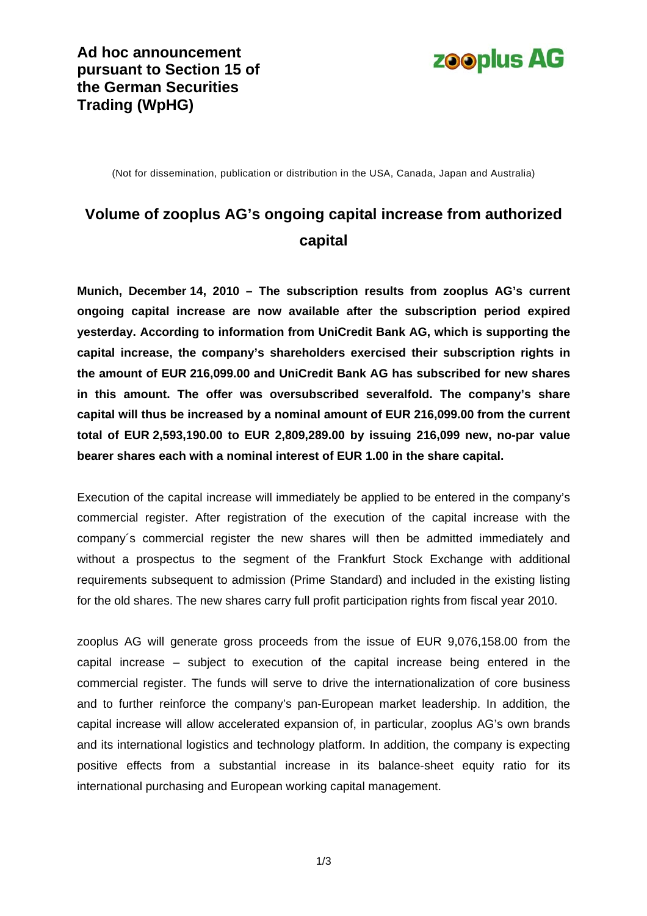**Ad hoc announcement pursuant to Section 15 of the German Securities Trading (WpHG)**

zooplus AG

(Not for dissemination, publication or distribution in the USA, Canada, Japan and Australia)

# Volume of zooplus AG's ongoing capital increase from authorized capital

**Munich, December 14, 2010 – The subscription results from zooplus AG's current ongoing capital increase are now available after the subscription period expired yesterday. According to information from UniCredit Bank AG, which is supporting the capital increase, the company's shareholders exercised their subscription rights in the amount of EUR 216,099.00 and UniCredit Bank AG has subscribed for new shares in this amount. The offer was oversubscribed severalfold. The company's share capital will thus be increased by a nominal amount of EUR 216,099.00 from the current total of EUR 2,593,190.00 to EUR 2,809,289.00 by issuing 216,099 new, no-par value bearer shares each with a nominal interest of EUR 1.00 in the share capital.**

Execution of the capital increase will immediately be applied to be entered in the company's commercial register. After registration of the execution of the capital increase with the company´s commercial register the new shares will then be admitted immediately and without a prospectus to the segment of the Frankfurt Stock Exchange with additional requirements subsequent to admission (Prime Standard) and included in the existing listing for the old shares. The new shares carry full profit participation rights from fiscal year 2010.

zooplus AG will generate gross proceeds from the issue of EUR 9,076,158.00 from the capital increase – subject to execution of the capital increase being entered in the commercial register. The funds will serve to drive the internationalization of core business and to further reinforce the company's pan-European market leadership. In addition, the capital increase will allow accelerated expansion of, in particular, zooplus AG's own brands and its international logistics and technology platform. In addition, the company is expecting positive effects from a substantial increase in its balance-sheet equity ratio for its international purchasing and European working capital management.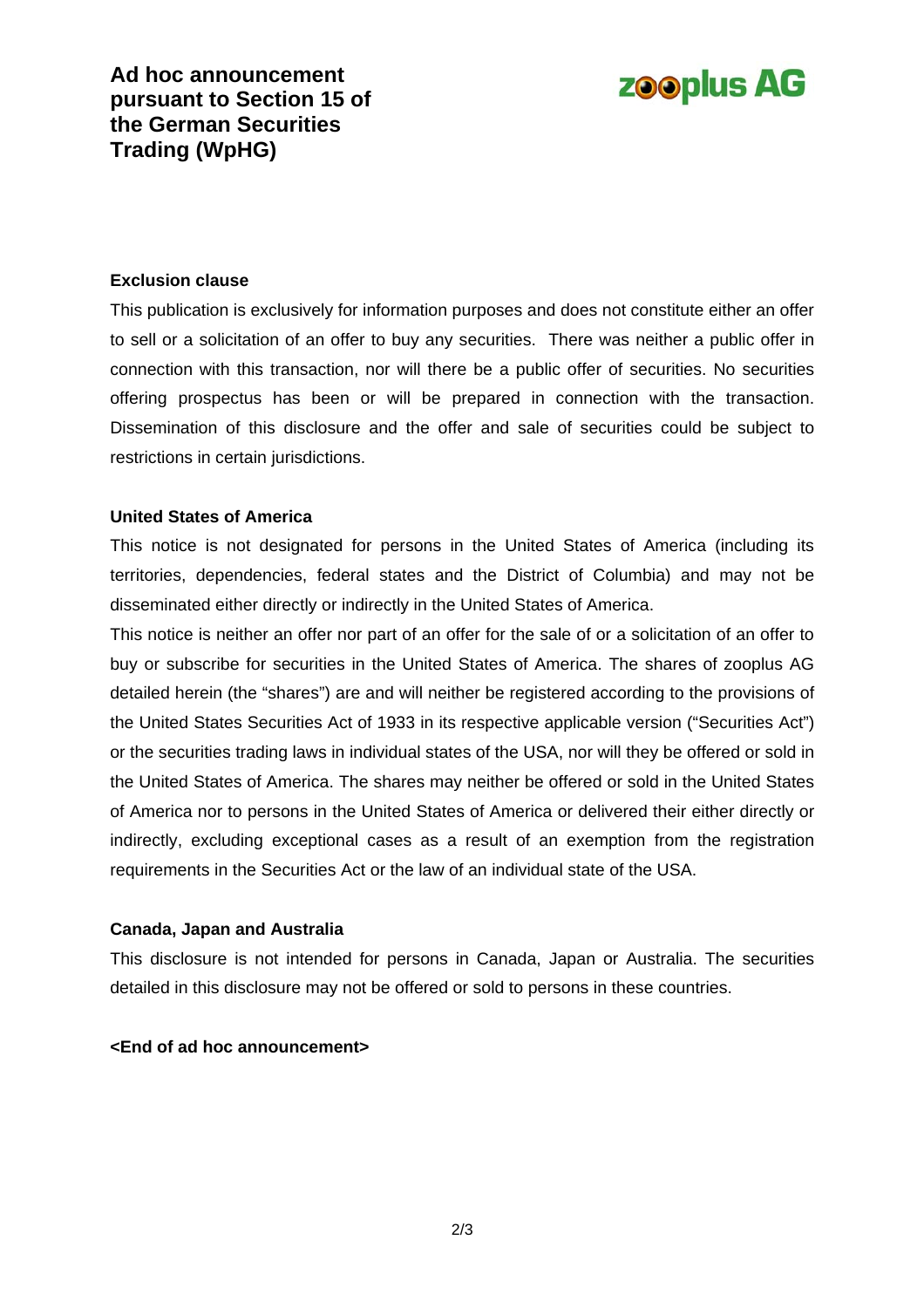**Exclusion clause**

This publication is exclusively for information purposes and does not constitute either an offer to sell or a solicitation of an offer to buy any securities. There was neither a public offer in connection with this transaction, nor will there be a public offer of securities. No securities offering prospectus has been or will be prepared in connection with the transaction. Dissemination of this disclosure and the offer and sale of securities could be subject to restrictions in certain jurisdictions.

**United States of America**

This notice is not designated for persons in the United States of America (including its territories, dependencies, federal states and the District of Columbia) and may not be disseminated either directly or indirectly in the United States of America.

This notice is neither an offer nor part of an offer for the sale of or a solicitation of an offer to buy or subscribe for securities in the United States of America. The shares of zooplus AG detailed herein (the "shares") are and will neither be registered according to the provisions of the United States Securities Act of 1933 in its respective applicable version ("Securities Act") or the securities trading laws in individual states of the USA, nor will they be offered or sold in the United States of America. The shares may neither be offered or sold in the United States of America nor to persons in the United States of America or delivered their either directly or indirectly, excluding exceptional cases as a result of an exemption from the registration requirements in the Securities Act or the law of an individual state of the USA.

**Canada, Japan and Australia**

This disclosure is not intended for persons in Canada, Japan or Australia. The securities detailed in this disclosure may not be offered or sold to persons in these countries.

**<End of ad hoc announcement>**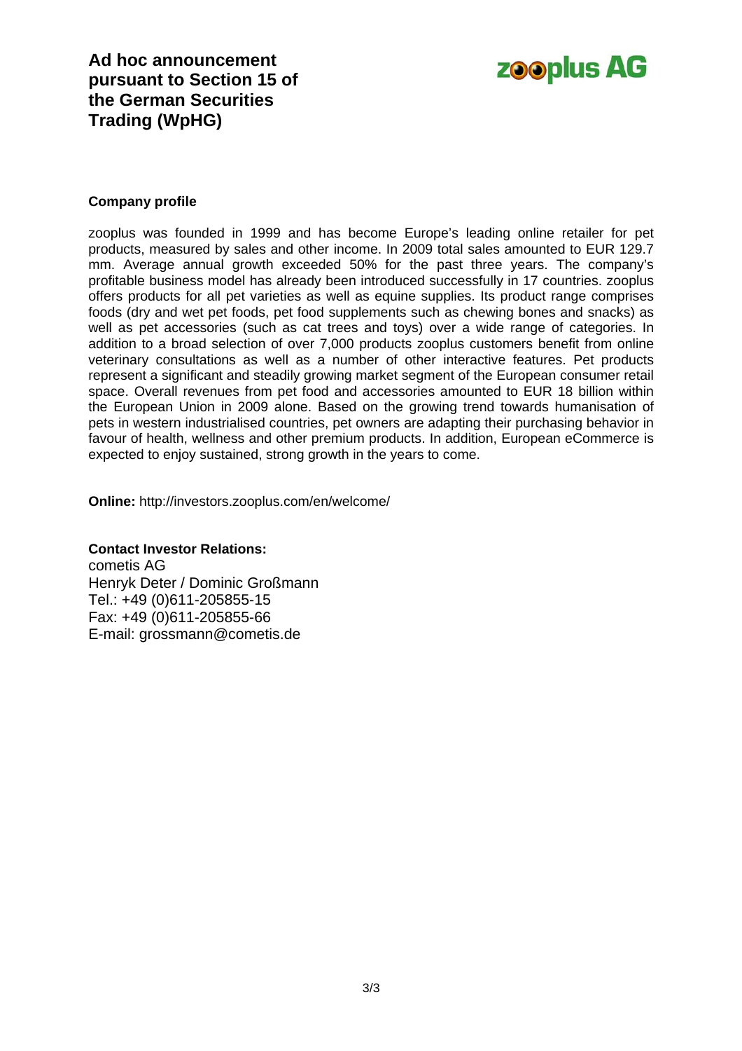# Ad hoc announcement pursuant to Section 15 of the German Securities Trading (WpHG)

zooplus AG

**Company profile**

zooplus was founded in 1999 and has become Europe's leading online retailer for pet products, measured by sales and other income. In 2009 total sales amounted to EUR 129.7 mm. Average annual growth exceeded 50% for the past three years. The company's profitable business model has already been introduced successfully in 17 countries. zooplus offers products for all pet varieties as well as equine supplies. Its product range comprises foods (dry and wet pet foods, pet food supplements such as chewing bones and snacks) as well as pet accessories (such as cat trees and toys) over a wide range of categories. In addition to a broad selection of over 7,000 products zooplus customers benefit from online veterinary consultations as well as a number of other interactive features. Pet products represent a significant and steadily growing market segment of the European consumer retail space. Overall revenues from pet food and accessories amounted to EUR 18 billion within the European Union in 2009 alone. Based on the growing trend towards humanisation of pets in western industrialised countries, pet owners are adapting their purchasing behavior in favour of health, wellness and other premium products. In addition, European eCommerce is expected to enjoy sustained, strong growth in the years to come.

**Online:** http://investors.zooplus.com/en/welcome/

**Contact Investor Relations:**
cometis AG
Henryk Deter / Dominic Großmann
Tel.: +49 (0)611-205855-15
Fax: +49 (0)611-205855-66
E-mail: grossmann@cometis.de